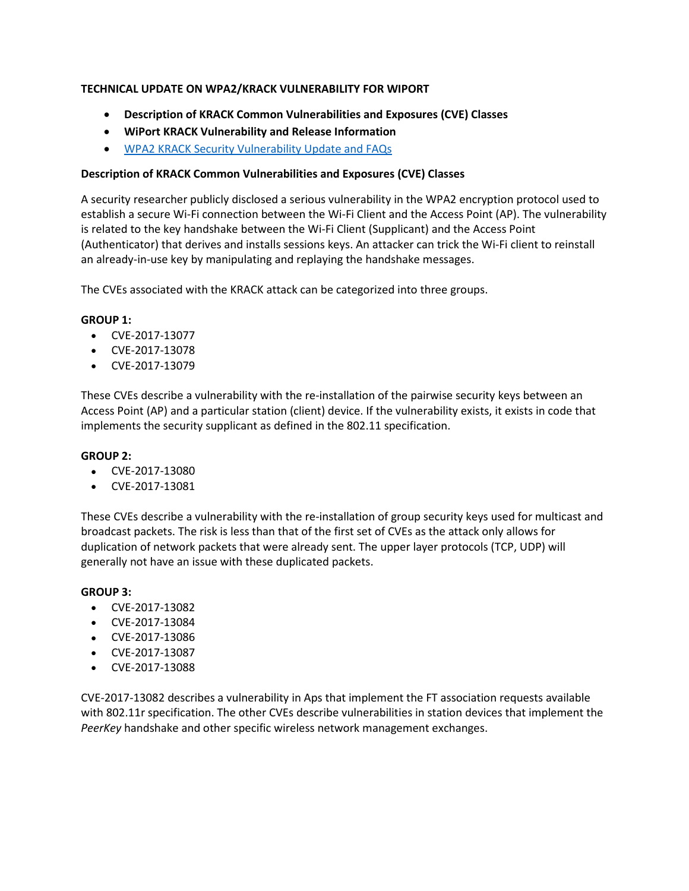**TECHNICAL UPDATE ON WPA2/KRACK VULNERABILITY FOR WIPORT**

- **Description of KRACK Common Vulnerabilities and Exposures (CVE) Classes**
- **WiPort KRACK Vulnerability and Release Information**
- [WPA2 KRACK Security Vulnerability Update and FAQs]()

**Description of KRACK Common Vulnerabilities and Exposures (CVE) Classes**

A security researcher publicly disclosed a serious vulnerability in the WPA2 encryption protocol used to establish a secure Wi-Fi connection between the Wi-Fi Client and the Access Point (AP). The vulnerability is related to the key handshake between the Wi-Fi Client (Supplicant) and the Access Point (Authenticator) that derives and installs sessions keys. An attacker can trick the Wi-Fi client to reinstall an already-in-use key by manipulating and replaying the handshake messages.

The CVEs associated with the KRACK attack can be categorized into three groups.

**GROUP 1:**

- CVE-2017-13077
- CVE-2017-13078
- CVE-2017-13079

These CVEs describe a vulnerability with the re-installation of the pairwise security keys between an Access Point (AP) and a particular station (client) device. If the vulnerability exists, it exists in code that implements the security supplicant as defined in the 802.11 specification.

**GROUP 2:**

- CVE-2017-13080
- CVE-2017-13081

These CVEs describe a vulnerability with the re-installation of group security keys used for multicast and broadcast packets. The risk is less than that of the first set of CVEs as the attack only allows for duplication of network packets that were already sent. The upper layer protocols (TCP, UDP) will generally not have an issue with these duplicated packets.

**GROUP 3:**

- CVE-2017-13082
- CVE-2017-13084
- CVE-2017-13086
- CVE-2017-13087
- CVE-2017-13088

CVE-2017-13082 describes a vulnerability in Aps that implement the FT association requests available with 802.11r specification. The other CVEs describe vulnerabilities in station devices that implement the *PeerKey* handshake and other specific wireless network management exchanges.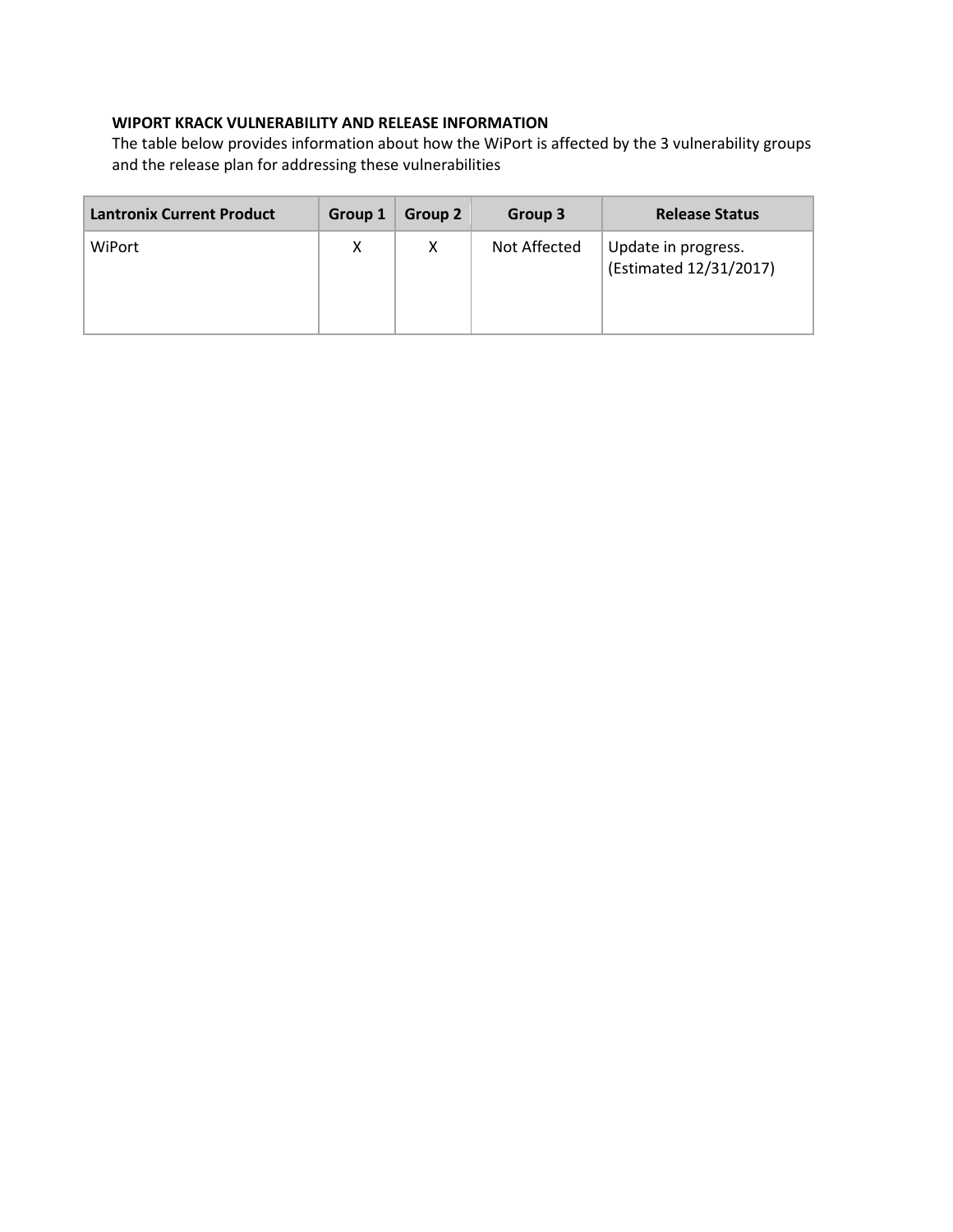**WIPORT KRACK VULNERABILITY AND RELEASE INFORMATION**

The table below provides information about how the WiPort is affected by the 3 vulnerability groups and the release plan for addressing these vulnerabilities

| Lantronix Current Product | Group 1 | Group 2 | Group 3 | Release Status |
|---|---|---|---|---|
| WiPort | X | X | Not Affected | Update in progress. (Estimated 12/31/2017) |